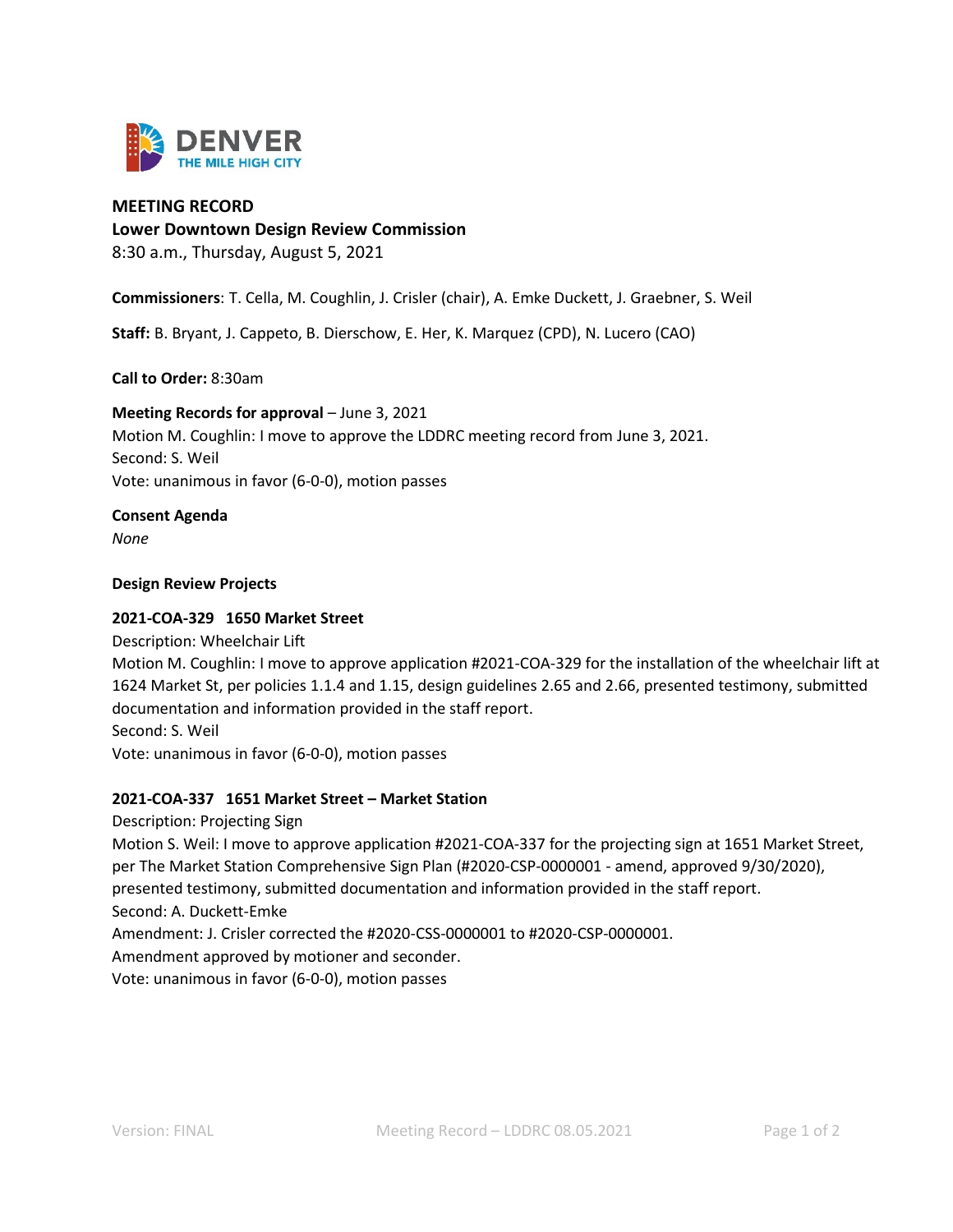**MEETING RECORD**
**Lower Downtown Design Review Commission**
8:30 a.m., Thursday, August 5, 2021

**Commissioners**: T. Cella, M. Coughlin, J. Crisler (chair), A. Emke Duckett, J. Graebner, S. Weil

**Staff:** B. Bryant, J. Cappeto, B. Dierschow, E. Her, K. Marquez (CPD), N. Lucero (CAO)

**Call to Order:** 8:30am

**Meeting Records for approval** – June 3, 2021
Motion M. Coughlin: I move to approve the LDDRC meeting record from June 3, 2021.
Second: S. Weil
Vote: unanimous in favor (6-0-0), motion passes

**Consent Agenda**
*None*

**Design Review Projects**

**2021-COA-329 1650 Market Street**
Description: Wheelchair Lift
Motion M. Coughlin: I move to approve application #2021-COA-329 for the installation of the wheelchair lift at 1624 Market St, per policies 1.1.4 and 1.15, design guidelines 2.65 and 2.66, presented testimony, submitted documentation and information provided in the staff report.
Second: S. Weil
Vote: unanimous in favor (6-0-0), motion passes

**2021-COA-337 1651 Market Street – Market Station**
Description: Projecting Sign
Motion S. Weil: I move to approve application #2021-COA-337 for the projecting sign at 1651 Market Street, per The Market Station Comprehensive Sign Plan (#2020-CSP-0000001 - amend, approved 9/30/2020), presented testimony, submitted documentation and information provided in the staff report.
Second: A. Duckett-Emke
Amendment: J. Crisler corrected the #2020-CSS-0000001 to #2020-CSP-0000001.
Amendment approved by motioner and seconder.
Vote: unanimous in favor (6-0-0), motion passes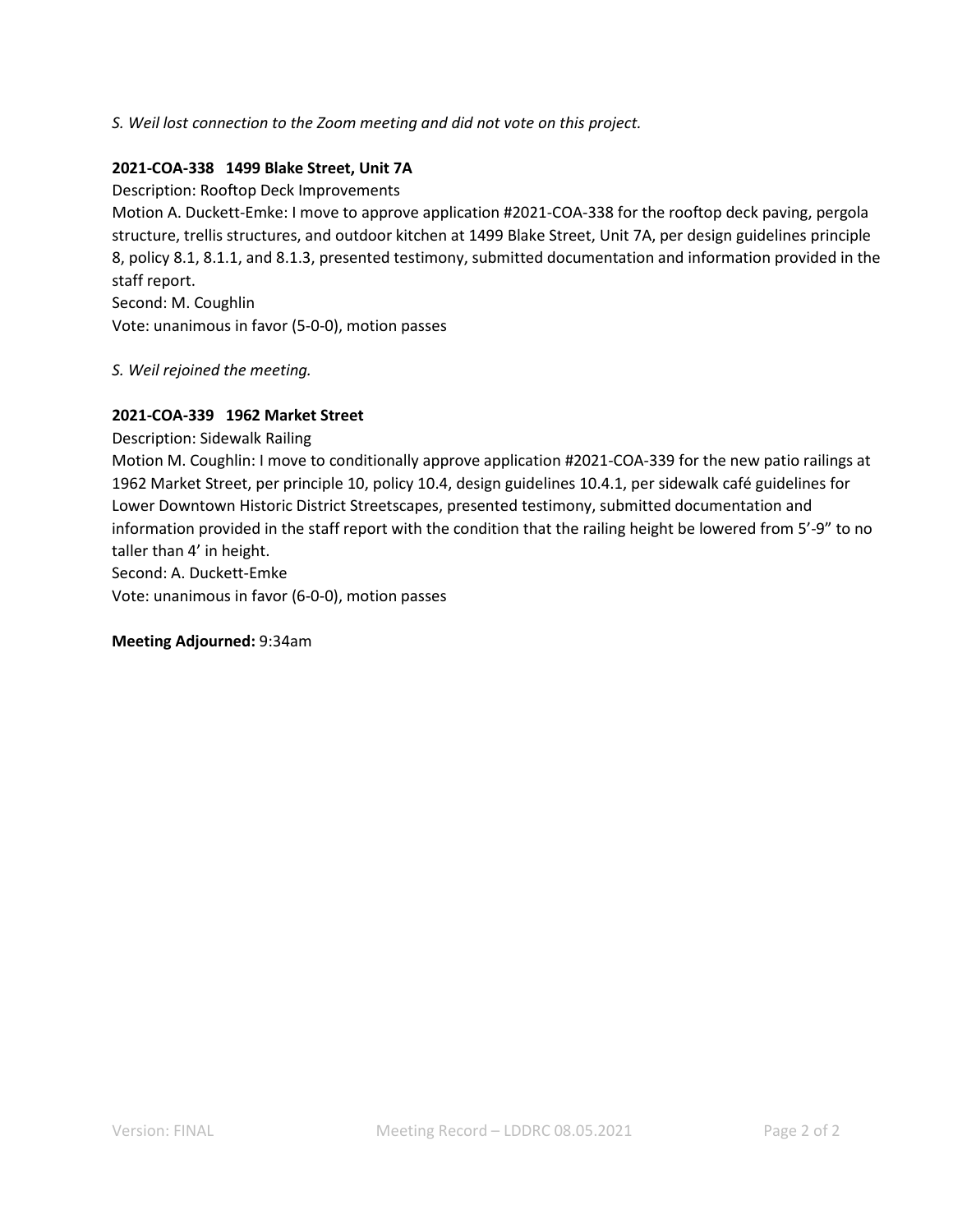*S. Weil lost connection to the Zoom meeting and did not vote on this project.*

**2021-COA-338 1499 Blake Street, Unit 7A**

Description: Rooftop Deck Improvements

Motion A. Duckett-Emke: I move to approve application #2021-COA-338 for the rooftop deck paving, pergola structure, trellis structures, and outdoor kitchen at 1499 Blake Street, Unit 7A, per design guidelines principle 8, policy 8.1, 8.1.1, and 8.1.3, presented testimony, submitted documentation and information provided in the staff report.

Second: M. Coughlin

Vote: unanimous in favor (5-0-0), motion passes

*S. Weil rejoined the meeting.*

**2021-COA-339 1962 Market Street**

Description: Sidewalk Railing

Motion M. Coughlin: I move to conditionally approve application #2021-COA-339 for the new patio railings at 1962 Market Street, per principle 10, policy 10.4, design guidelines 10.4.1, per sidewalk café guidelines for Lower Downtown Historic District Streetscapes, presented testimony, submitted documentation and information provided in the staff report with the condition that the railing height be lowered from 5'-9" to no taller than 4' in height.

Second: A. Duckett-Emke

Vote: unanimous in favor (6-0-0), motion passes

**Meeting Adjourned:** 9:34am